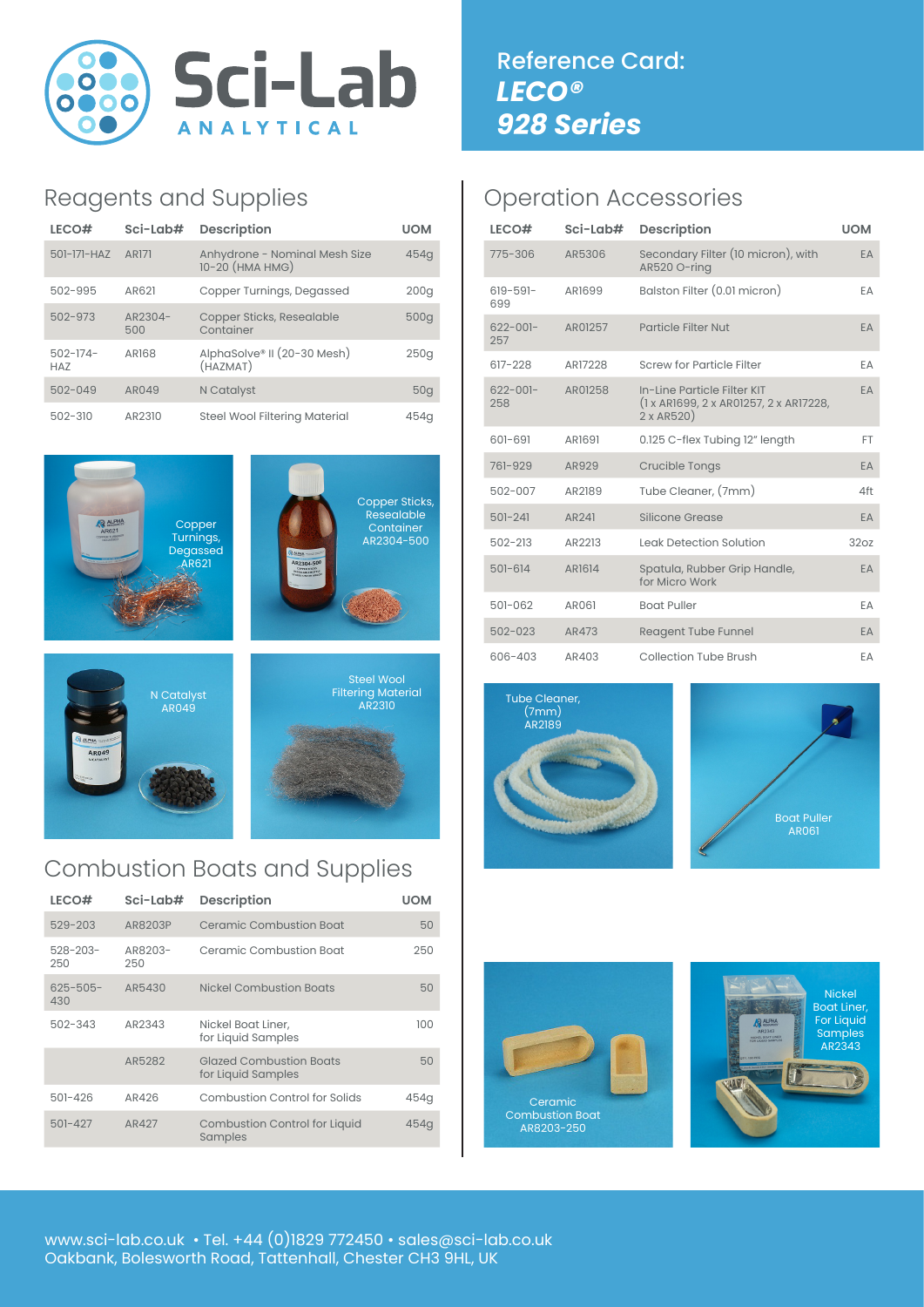Sci-Lab ANALYTICAL

# Reference Card: *LECO®* *928 Series*

## Reagents and Supplies

| LECO# | Sci-Lab# | Description | UOM |
|---|---|---|---|
| 501-171-HAZ | AR171 | Anhydrone - Nominal Mesh Size 10-20 (HMA HMG) | 454g |
| 502-995 | AR621 | Copper Turnings, Degassed | 200g |
| 502-973 | AR2304-500 | Copper Sticks, Resealable Container | 500g |
| 502-174-HAZ | AR168 | AlphaSolve® II (20-30 Mesh) (HAZMAT) | 250g |
| 502-049 | AR049 | N Catalyst | 50g |
| 502-310 | AR2310 | Steel Wool Filtering Material | 454g |

Copper Turnings, Degassed AR621

Copper Sticks, Resealable Container AR2304-500

N Catalyst AR049

Steel Wool Filtering Material AR2310

## Combustion Boats and Supplies

| LECO# | Sci-Lab# | Description | UOM |
|---|---|---|---|
| 529-203 | AR8203P | Ceramic Combustion Boat | 50 |
| 528-203-250 | AR8203-250 | Ceramic Combustion Boat | 250 |
| 625-505-430 | AR5430 | Nickel Combustion Boats | 50 |
| 502-343 | AR2343 | Nickel Boat Liner, for Liquid Samples | 100 |
| | AR5282 | Glazed Combustion Boats for Liquid Samples | 50 |
| 501-426 | AR426 | Combustion Control for Solids | 454g |
| 501-427 | AR427 | Combustion Control for Liquid Samples | 454g |

## Operation Accessories

| LECO# | Sci-Lab# | Description | UOM |
|---|---|---|---|
| 775-306 | AR5306 | Secondary Filter (10 micron), with AR520 O-ring | EA |
| 619-591-699 | AR1699 | Balston Filter (0.01 micron) | EA |
| 622-001-257 | AR01257 | Particle Filter Nut | EA |
| 617-228 | AR17228 | Screw for Particle Filter | EA |
| 622-001-258 | AR01258 | In-Line Particle Filter KIT (1 x AR1699, 2 x AR01257, 2 x AR17228, 2 x AR520) | EA |
| 601-691 | AR1691 | 0.125 C-flex Tubing 12" length | FT |
| 761-929 | AR929 | Crucible Tongs | EA |
| 502-007 | AR2189 | Tube Cleaner, (7mm) | 4ft |
| 501-241 | AR241 | Silicone Grease | EA |
| 502-213 | AR2213 | Leak Detection Solution | 32oz |
| 501-614 | AR1614 | Spatula, Rubber Grip Handle, for Micro Work | EA |
| 501-062 | AR061 | Boat Puller | EA |
| 502-023 | AR473 | Reagent Tube Funnel | EA |
| 606-403 | AR403 | Collection Tube Brush | EA |

Tube Cleaner, (7mm) AR2189

Boat Puller AR061

Ceramic Combustion Boat AR8203-250

Nickel Boat Liner, For Liquid Samples AR2343

www.sci-lab.co.uk • Tel. +44 (0)1829 772450 • sales@sci-lab.co.uk
Oakbank, Bolesworth Road, Tattenhall, Chester CH3 9HL, UK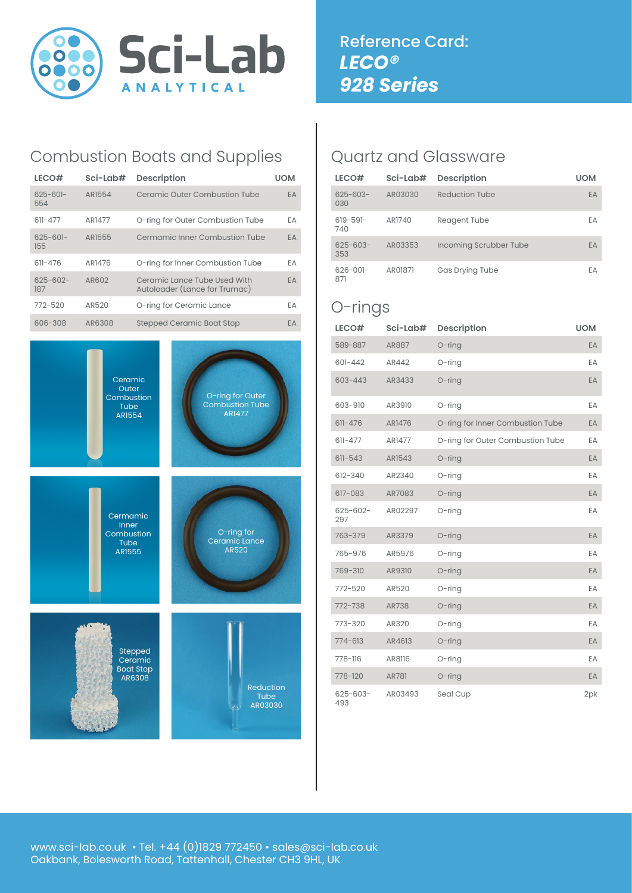Sci-Lab ANALYTICAL

# Reference Card: ***LECO® 928 Series***

## Combustion Boats and Supplies

| LECO# | Sci-Lab# | Description | UOM |
|---|---|---|---|
| 625-601-554 | AR1554 | Ceramic Outer Combustion Tube | EA |
| 611-477 | AR1477 | O-ring for Outer Combustion Tube | EA |
| 625-601-155 | AR1555 | Cermamic Inner Combustion Tube | EA |
| 611-476 | AR1476 | O-ring for Inner Combustion Tube | EA |
| 625-602-187 | AR602 | Ceramic Lance Tube Used With Autoloader (Lance for Trumac) | EA |
| 772-520 | AR520 | O-ring for Ceramic Lance | EA |
| 606-308 | AR6308 | Stepped Ceramic Boat Stop | EA |

Ceramic Outer Combustion Tube AR1554

O-ring for Outer Combustion Tube AR1477

Cermamic Inner Combustion Tube AR1555

O-ring for Ceramic Lance AR520

Stepped Ceramic Boat Stop AR6308

Reduction Tube AR03030

## Quartz and Glassware

| LECO# | Sci-Lab# | Description | UOM |
|---|---|---|---|
| 625-603-030 | AR03030 | Reduction Tube | EA |
| 619-591-740 | AR1740 | Reagent Tube | EA |
| 625-603-353 | AR03353 | Incoming Scrubber Tube | EA |
| 626-001-871 | AR01871 | Gas Drying Tube | EA |

## O-rings

| LECO# | Sci-Lab# | Description | UOM |
|---|---|---|---|
| 589-887 | AR887 | O-ring | EA |
| 601-442 | AR442 | O-ring | EA |
| 603-443 | AR3433 | O-ring | EA |
| 603-910 | AR3910 | O-ring | EA |
| 611-476 | AR1476 | O-ring for Inner Combustion Tube | EA |
| 611-477 | AR1477 | O-ring for Outer Combustion Tube | EA |
| 611-543 | AR1543 | O-ring | EA |
| 612-340 | AR2340 | O-ring | EA |
| 617-083 | AR7083 | O-ring | EA |
| 625-602-297 | AR02297 | O-ring | EA |
| 763-379 | AR3379 | O-ring | EA |
| 765-976 | AR5976 | O-ring | EA |
| 769-310 | AR9310 | O-ring | EA |
| 772-520 | AR520 | O-ring | EA |
| 772-738 | AR738 | O-ring | EA |
| 773-320 | AR320 | O-ring | EA |
| 774-613 | AR4613 | O-ring | EA |
| 778-116 | AR8116 | O-ring | EA |
| 778-120 | AR781 | O-ring | EA |
| 625-603-493 | AR03493 | Seal Cup | 2pk |

www.sci-lab.co.uk • Tel. +44 (0)1829 772450 • sales@sci-lab.co.uk
Oakbank, Bolesworth Road, Tattenhall, Chester CH3 9HL, UK